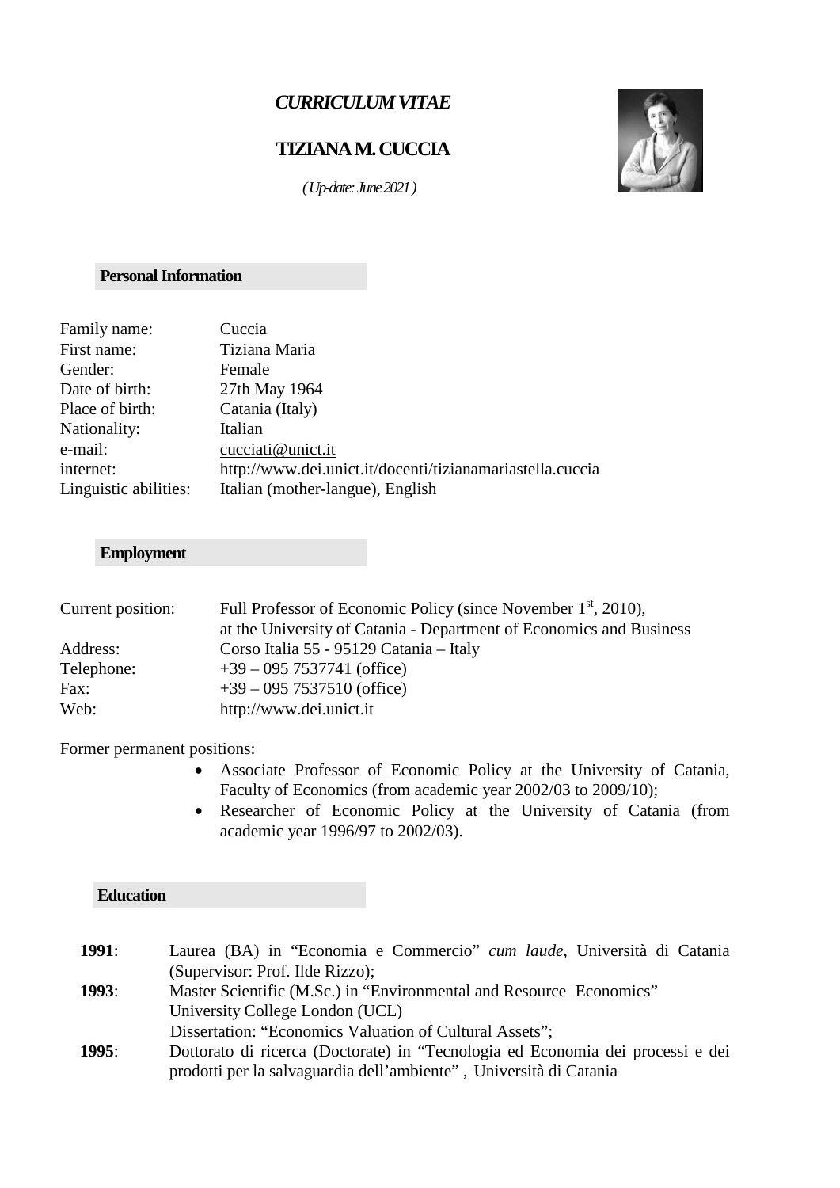# *CURRICULUM VITAE*

## TIZIANA M. CUCCIA

*( Up-date: June 2021 )*

### Personal Information

| | |
|---|---|
| Family name: | Cuccia |
| First name: | Tiziana Maria |
| Gender: | Female |
| Date of birth: | 27th May 1964 |
| Place of birth: | Catania (Italy) |
| Nationality: | Italian |
| e-mail: | cucciati@unict.it |
| internet: | http://www.dei.unict.it/docenti/tizianamariastella.cuccia |
| Linguistic abilities: | Italian (mother-langue), English |

### Employment

| | |
|---|---|
| Current position: | Full Professor of Economic Policy (since November 1st, 2010), at the University of Catania - Department of Economics and Business |
| Address: | Corso Italia 55 - 95129 Catania – Italy |
| Telephone: | +39 – 095 7537741 (office) |
| Fax: | +39 – 095 7537510 (office) |
| Web: | http://www.dei.unict.it |

Former permanent positions:

- Associate Professor of Economic Policy at the University of Catania, Faculty of Economics (from academic year 2002/03 to 2009/10);
- Researcher of Economic Policy at the University of Catania (from academic year 1996/97 to 2002/03).

### Education

**1991**: Laurea (BA) in "Economia e Commercio" *cum laude*, Università di Catania (Supervisor: Prof. Ilde Rizzo);

**1993**: Master Scientific (M.Sc.) in "Environmental and Resource Economics" University College London (UCL)
Dissertation: "Economics Valuation of Cultural Assets";

**1995**: Dottorato di ricerca (Doctorate) in "Tecnologia ed Economia dei processi e dei prodotti per la salvaguardia dell'ambiente" , Università di Catania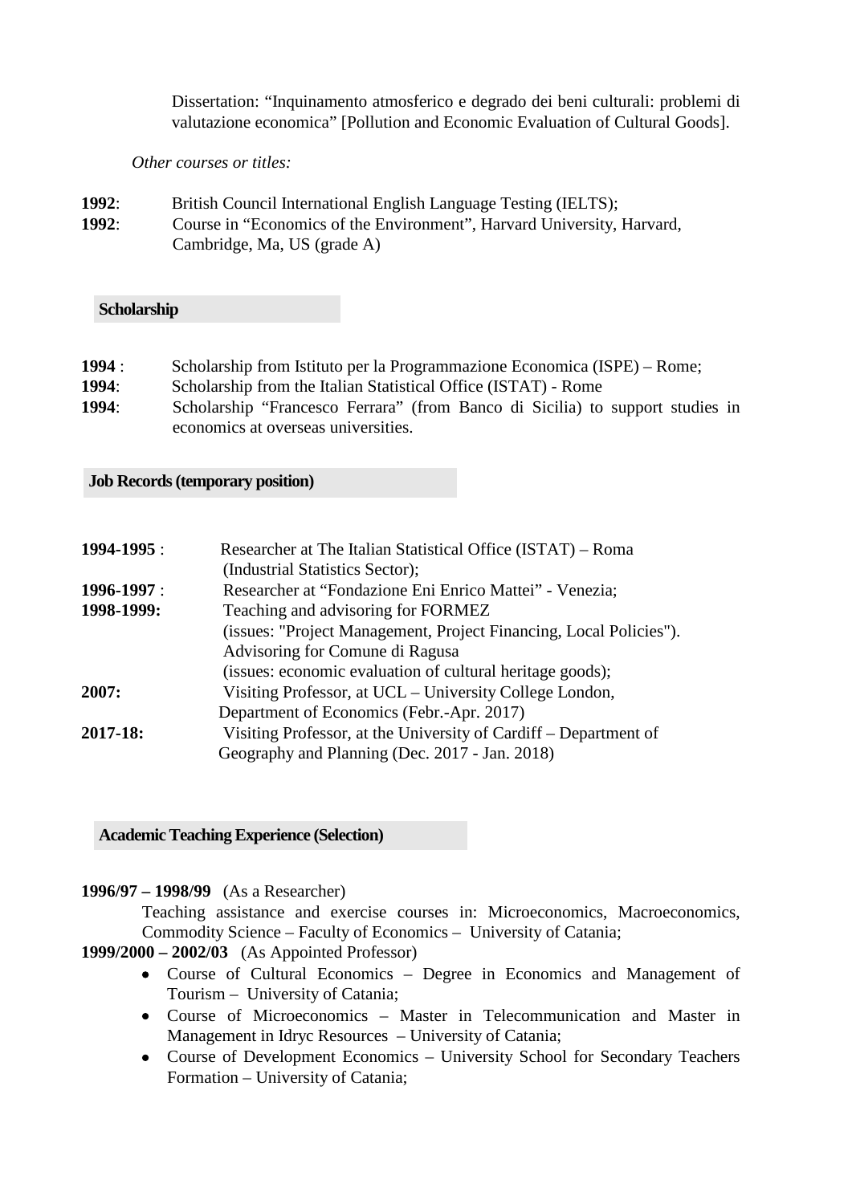Dissertation: "Inquinamento atmosferico e degrado dei beni culturali: problemi di valutazione economica" [Pollution and Economic Evaluation of Cultural Goods].

*Other courses or titles:*

**1992**: British Council International English Language Testing (IELTS);
**1992**: Course in "Economics of the Environment", Harvard University, Harvard, Cambridge, Ma, US (grade A)

## Scholarship

**1994** : Scholarship from Istituto per la Programmazione Economica (ISPE) – Rome;
**1994**: Scholarship from the Italian Statistical Office (ISTAT) - Rome
**1994**: Scholarship "Francesco Ferrara" (from Banco di Sicilia) to support studies in economics at overseas universities.

## Job Records (temporary position)

**1994-1995** : Researcher at The Italian Statistical Office (ISTAT) – Roma (Industrial Statistics Sector);
**1996-1997** : Researcher at "Fondazione Eni Enrico Mattei" - Venezia;
**1998-1999:** Teaching and advisoring for FORMEZ (issues: "Project Management, Project Financing, Local Policies"). Advisoring for Comune di Ragusa (issues: economic evaluation of cultural heritage goods);
**2007:** Visiting Professor, at UCL – University College London, Department of Economics (Febr.-Apr. 2017)
**2017-18:** Visiting Professor, at the University of Cardiff – Department of Geography and Planning (Dec. 2017 - Jan. 2018)

## Academic Teaching Experience (Selection)

**1996/97 – 1998/99** (As a Researcher)
Teaching assistance and exercise courses in: Microeconomics, Macroeconomics, Commodity Science – Faculty of Economics – University of Catania;

**1999/2000 – 2002/03** (As Appointed Professor)

- Course of Cultural Economics – Degree in Economics and Management of Tourism – University of Catania;
- Course of Microeconomics – Master in Telecommunication and Master in Management in Idryc Resources – University of Catania;
- Course of Development Economics – University School for Secondary Teachers Formation – University of Catania;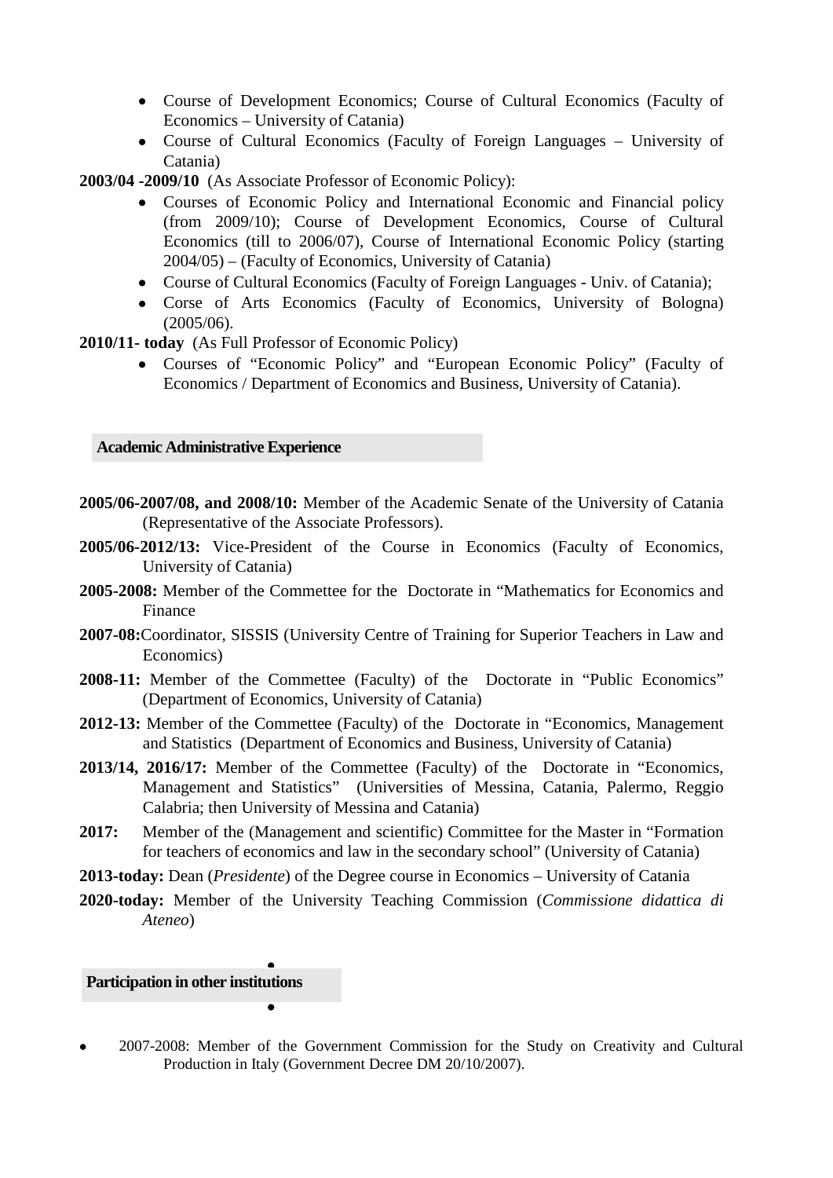- Course of Development Economics; Course of Cultural Economics (Faculty of Economics – University of Catania)
- Course of Cultural Economics (Faculty of Foreign Languages – University of Catania)

**2003/04 -2009/10** (As Associate Professor of Economic Policy):

- Courses of Economic Policy and International Economic and Financial policy (from 2009/10); Course of Development Economics, Course of Cultural Economics (till to 2006/07), Course of International Economic Policy (starting 2004/05) – (Faculty of Economics, University of Catania)
- Course of Cultural Economics (Faculty of Foreign Languages - Univ. of Catania);
- Corse of Arts Economics (Faculty of Economics, University of Bologna) (2005/06).

**2010/11- today** (As Full Professor of Economic Policy)

- Courses of "Economic Policy" and "European Economic Policy" (Faculty of Economics / Department of Economics and Business, University of Catania).

## Academic Administrative Experience

**2005/06-2007/08, and 2008/10:** Member of the Academic Senate of the University of Catania (Representative of the Associate Professors).

**2005/06-2012/13:** Vice-President of the Course in Economics (Faculty of Economics, University of Catania)

**2005-2008:** Member of the Commettee for the Doctorate in "Mathematics for Economics and Finance

**2007-08:** Coordinator, SISSIS (University Centre of Training for Superior Teachers in Law and Economics)

**2008-11:** Member of the Commettee (Faculty) of the Doctorate in "Public Economics" (Department of Economics, University of Catania)

**2012-13:** Member of the Commettee (Faculty) of the Doctorate in "Economics, Management and Statistics (Department of Economics and Business, University of Catania)

**2013/14, 2016/17:** Member of the Commettee (Faculty) of the Doctorate in "Economics, Management and Statistics" (Universities of Messina, Catania, Palermo, Reggio Calabria; then University of Messina and Catania)

**2017:** Member of the (Management and scientific) Committee for the Master in "Formation for teachers of economics and law in the secondary school" (University of Catania)

**2013-today:** Dean (*Presidente*) of the Degree course in Economics – University of Catania

**2020-today:** Member of the University Teaching Commission (*Commissione didattica di Ateneo*)

## Participation in other institutions

- 2007-2008: Member of the Government Commission for the Study on Creativity and Cultural Production in Italy (Government Decree DM 20/10/2007).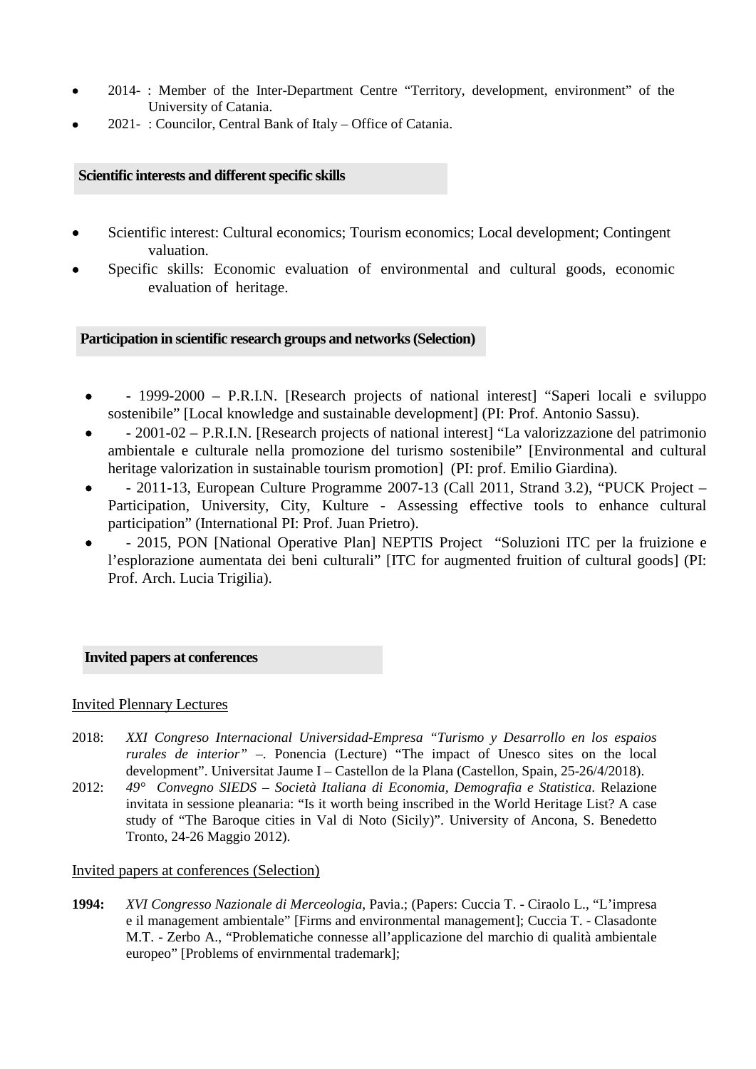- 2014- : Member of the Inter-Department Centre “Territory, development, environment” of the University of Catania.
- 2021- : Councilor, Central Bank of Italy – Office of Catania.

## Scientific interests and different specific skills

- Scientific interest: Cultural economics; Tourism economics; Local development; Contingent valuation.
- Specific skills: Economic evaluation of environmental and cultural goods, economic evaluation of heritage.

## Participation in scientific research groups and networks (Selection)

- - 1999-2000 – P.R.I.N. [Research projects of national interest] “Saperi locali e sviluppo sostenibile” [Local knowledge and sustainable development] (PI: Prof. Antonio Sassu).
- - 2001-02 – P.R.I.N. [Research projects of national interest] “La valorizzazione del patrimonio ambientale e culturale nella promozione del turismo sostenibile” [Environmental and cultural heritage valorization in sustainable tourism promotion] (PI: prof. Emilio Giardina).
- - 2011-13, European Culture Programme 2007-13 (Call 2011, Strand 3.2), “PUCK Project – Participation, University, City, Kulture - Assessing effective tools to enhance cultural participation” (International PI: Prof. Juan Prietro).
- - 2015, PON [National Operative Plan] NEPTIS Project “Soluzioni ITC per la fruizione e l’esplorazione aumentata dei beni culturali” [ITC for augmented fruition of cultural goods] (PI: Prof. Arch. Lucia Trigilia).

## Invited papers at conferences

Invited Plennary Lectures

2018: *XXI Congreso Internacional Universidad-Empresa “Turismo y Desarrollo en los espaios rurales de interior”* –. Ponencia (Lecture) “The impact of Unesco sites on the local development”. Universitat Jaume I – Castellon de la Plana (Castellon, Spain, 25-26/4/2018).

2012: *49° Convegno SIEDS – Società Italiana di Economia, Demografia e Statistica*. Relazione invitata in sessione pleanaria: “Is it worth being inscribed in the World Heritage List? A case study of “The Baroque cities in Val di Noto (Sicily)”. University of Ancona, S. Benedetto Tronto, 24-26 Maggio 2012).

Invited papers at conferences (Selection)

**1994:** *XVI Congresso Nazionale di Merceologia*, Pavia.; (Papers: Cuccia T. - Ciraolo L., “L’impresa e il management ambientale” [Firms and environmental management]; Cuccia T. - Clasadonte M.T. - Zerbo A., “Problematiche connesse all’applicazione del marchio di qualità ambientale europeo” [Problems of envirnmental trademark];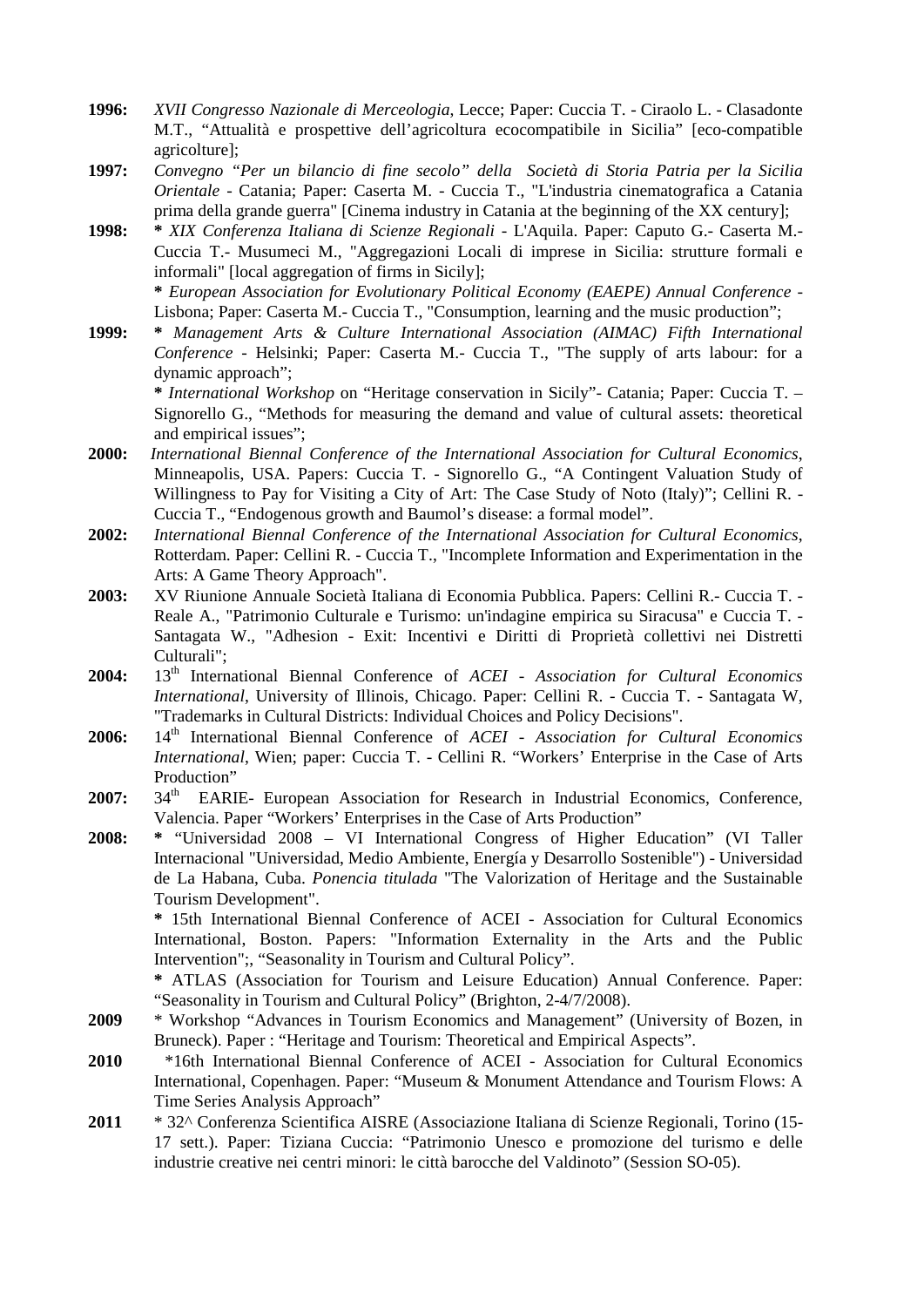**1996:** *XVII Congresso Nazionale di Merceologia*, Lecce; Paper: Cuccia T. - Ciraolo L. - Clasadonte M.T., "Attualità e prospettive dell'agricoltura ecocompatibile in Sicilia" [eco-compatible agricolture];

**1997:** *Convegno "Per un bilancio di fine secolo" della Società di Storia Patria per la Sicilia Orientale* - Catania; Paper: Caserta M. - Cuccia T., "L'industria cinematografica a Catania prima della grande guerra" [Cinema industry in Catania at the beginning of the XX century];

**1998:** * *XIX Conferenza Italiana di Scienze Regionali* - L'Aquila. Paper: Caputo G.- Caserta M.- Cuccia T.- Musumeci M., "Aggregazioni Locali di imprese in Sicilia: strutture formali e informali" [local aggregation of firms in Sicily];

* *European Association for Evolutionary Political Economy (EAEPE) Annual Conference* - Lisbona; Paper: Caserta M.- Cuccia T., "Consumption, learning and the music production";

**1999:** * *Management Arts & Culture International Association (AIMAC) Fifth International Conference* - Helsinki; Paper: Caserta M.- Cuccia T., "The supply of arts labour: for a dynamic approach";

* *International Workshop* on "Heritage conservation in Sicily"- Catania; Paper: Cuccia T. – Signorello G., "Methods for measuring the demand and value of cultural assets: theoretical and empirical issues";

**2000:** *International Biennal Conference of the International Association for Cultural Economics*, Minneapolis, USA. Papers: Cuccia T. - Signorello G., "A Contingent Valuation Study of Willingness to Pay for Visiting a City of Art: The Case Study of Noto (Italy)"; Cellini R. - Cuccia T., "Endogenous growth and Baumol's disease: a formal model".

**2002:** *International Biennal Conference of the International Association for Cultural Economics*, Rotterdam. Paper: Cellini R. - Cuccia T., "Incomplete Information and Experimentation in the Arts: A Game Theory Approach".

**2003:** XV Riunione Annuale Società Italiana di Economia Pubblica. Papers: Cellini R.- Cuccia T. - Reale A., "Patrimonio Culturale e Turismo: un'indagine empirica su Siracusa" e Cuccia T. - Santagata W., "Adhesion - Exit: Incentivi e Diritti di Proprietà collettivi nei Distretti Culturali";

**2004:** 13th International Biennal Conference of *ACEI - Association for Cultural Economics International*, University of Illinois, Chicago. Paper: Cellini R. - Cuccia T. - Santagata W, "Trademarks in Cultural Districts: Individual Choices and Policy Decisions".

**2006:** 14th International Biennal Conference of *ACEI - Association for Cultural Economics International*, Wien; paper: Cuccia T. - Cellini R. "Workers' Enterprise in the Case of Arts Production"

**2007:** 34th EARIE- European Association for Research in Industrial Economics, Conference, Valencia. Paper "Workers' Enterprises in the Case of Arts Production"

**2008:** * "Universidad 2008 – VI International Congress of Higher Education" (VI Taller Internacional "Universidad, Medio Ambiente, Energía y Desarrollo Sostenible") - Universidad de La Habana, Cuba. *Ponencia titulada* "The Valorization of Heritage and the Sustainable Tourism Development".

* 15th International Biennal Conference of ACEI - Association for Cultural Economics International, Boston. Papers: "Information Externality in the Arts and the Public Intervention";, "Seasonality in Tourism and Cultural Policy".

* ATLAS (Association for Tourism and Leisure Education) Annual Conference. Paper: "Seasonality in Tourism and Cultural Policy" (Brighton, 2-4/7/2008).

**2009** * Workshop "Advances in Tourism Economics and Management" (University of Bozen, in Bruneck). Paper : "Heritage and Tourism: Theoretical and Empirical Aspects".

**2010** *16th International Biennal Conference of ACEI - Association for Cultural Economics International, Copenhagen. Paper: "Museum & Monument Attendance and Tourism Flows: A Time Series Analysis Approach"

**2011** * 32^ Conferenza Scientifica AISRE (Associazione Italiana di Scienze Regionali, Torino (15-17 sett.). Paper: Tiziana Cuccia: "Patrimonio Unesco e promozione del turismo e delle industrie creative nei centri minori: le città barocche del Valdinoto" (Session SO-05).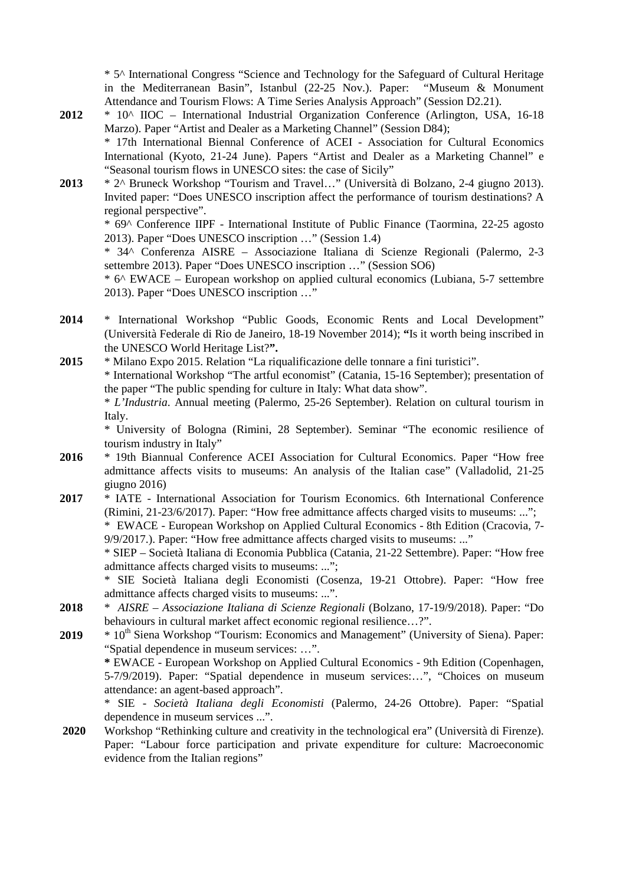* 5^ International Congress "Science and Technology for the Safeguard of Cultural Heritage in the Mediterranean Basin", Istanbul (22-25 Nov.). Paper: "Museum & Monument Attendance and Tourism Flows: A Time Series Analysis Approach" (Session D2.21).

**2012** * 10^ IIOC – International Industrial Organization Conference (Arlington, USA, 16-18 Marzo). Paper "Artist and Dealer as a Marketing Channel" (Session D84);
* 17th International Biennal Conference of ACEI - Association for Cultural Economics International (Kyoto, 21-24 June). Papers "Artist and Dealer as a Marketing Channel" e "Seasonal tourism flows in UNESCO sites: the case of Sicily"

**2013** * 2^ Bruneck Workshop "Tourism and Travel…" (Università di Bolzano, 2-4 giugno 2013). Invited paper: "Does UNESCO inscription affect the performance of tourism destinations? A regional perspective".
* 69^ Conference IIPF - International Institute of Public Finance (Taormina, 22-25 agosto 2013). Paper "Does UNESCO inscription …" (Session 1.4)
* 34^ Conferenza AISRE – Associazione Italiana di Scienze Regionali (Palermo, 2-3 settembre 2013). Paper "Does UNESCO inscription …" (Session SO6)
* 6^ EWACE – European workshop on applied cultural economics (Lubiana, 5-7 settembre 2013). Paper "Does UNESCO inscription …"

**2014** * International Workshop "Public Goods, Economic Rents and Local Development" (Università Federale di Rio de Janeiro, 18-19 November 2014); **"**Is it worth being inscribed in the UNESCO World Heritage List?**".**

**2015** * Milano Expo 2015. Relation "La riqualificazione delle tonnare a fini turistici".
* International Workshop "The artful economist" (Catania, 15-16 September); presentation of the paper "The public spending for culture in Italy: What data show".
* *L'Industria*. Annual meeting (Palermo, 25-26 September). Relation on cultural tourism in Italy.
* University of Bologna (Rimini, 28 September). Seminar "The economic resilience of tourism industry in Italy"

**2016** * 19th Biannual Conference ACEI Association for Cultural Economics. Paper "How free admittance affects visits to museums: An analysis of the Italian case" (Valladolid, 21-25 giugno 2016)

**2017** * IATE - International Association for Tourism Economics. 6th International Conference (Rimini, 21-23/6/2017). Paper: "How free admittance affects charged visits to museums: ...";
* EWACE - European Workshop on Applied Cultural Economics - 8th Edition (Cracovia, 7-9/9/2017.). Paper: "How free admittance affects charged visits to museums: ..."
* SIEP – Società Italiana di Economia Pubblica (Catania, 21-22 Settembre). Paper: "How free admittance affects charged visits to museums: ...";
* SIE Società Italiana degli Economisti (Cosenza, 19-21 Ottobre). Paper: "How free admittance affects charged visits to museums: ...".

**2018** * *AISRE – Associazione Italiana di Scienze Regionali* (Bolzano, 17-19/9/2018). Paper: "Do behaviours in cultural market affect economic regional resilience…?".

**2019** * 10th Siena Workshop "Tourism: Economics and Management" (University of Siena). Paper: "Spatial dependence in museum services: …".
**\*** EWACE - European Workshop on Applied Cultural Economics - 9th Edition (Copenhagen, 5-7/9/2019). Paper: "Spatial dependence in museum services:…", "Choices on museum attendance: an agent-based approach".
* SIE - *Società Italiana degli Economisti* (Palermo, 24-26 Ottobre). Paper: "Spatial dependence in museum services ...".

**2020** Workshop "Rethinking culture and creativity in the technological era" (Università di Firenze). Paper: "Labour force participation and private expenditure for culture: Macroeconomic evidence from the Italian regions"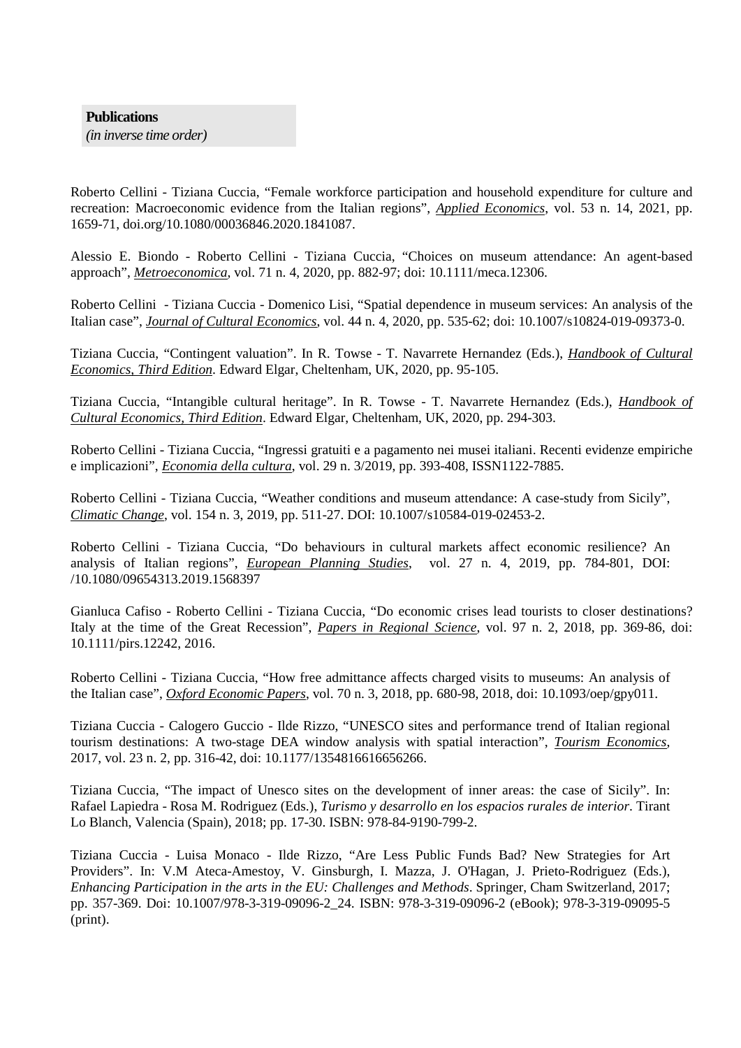**Publications**
*(in inverse time order)*

Roberto Cellini - Tiziana Cuccia, "Female workforce participation and household expenditure for culture and recreation: Macroeconomic evidence from the Italian regions", *Applied Economics*, vol. 53 n. 14, 2021, pp. 1659-71, doi.org/10.1080/00036846.2020.1841087.

Alessio E. Biondo - Roberto Cellini - Tiziana Cuccia, "Choices on museum attendance: An agent-based approach", *Metroeconomica*, vol. 71 n. 4, 2020, pp. 882-97; doi: 10.1111/meca.12306.

Roberto Cellini - Tiziana Cuccia - Domenico Lisi, "Spatial dependence in museum services: An analysis of the Italian case", *Journal of Cultural Economics*, vol. 44 n. 4, 2020, pp. 535-62; doi: 10.1007/s10824-019-09373-0.

Tiziana Cuccia, "Contingent valuation". In R. Towse - T. Navarrete Hernandez (Eds.), *Handbook of Cultural Economics, Third Edition*. Edward Elgar, Cheltenham, UK, 2020, pp. 95-105.

Tiziana Cuccia, "Intangible cultural heritage". In R. Towse - T. Navarrete Hernandez (Eds.), *Handbook of Cultural Economics, Third Edition*. Edward Elgar, Cheltenham, UK, 2020, pp. 294-303.

Roberto Cellini - Tiziana Cuccia, "Ingressi gratuiti e a pagamento nei musei italiani. Recenti evidenze empiriche e implicazioni", *Economia della cultura*, vol. 29 n. 3/2019, pp. 393-408, ISSN1122-7885.

Roberto Cellini - Tiziana Cuccia, "Weather conditions and museum attendance: A case-study from Sicily", *Climatic Change*, vol. 154 n. 3, 2019, pp. 511-27. DOI: 10.1007/s10584-019-02453-2.

Roberto Cellini - Tiziana Cuccia, "Do behaviours in cultural markets affect economic resilience? An analysis of Italian regions", *European Planning Studies*, vol. 27 n. 4, 2019, pp. 784-801, DOI: /10.1080/09654313.2019.1568397

Gianluca Cafiso - Roberto Cellini - Tiziana Cuccia, "Do economic crises lead tourists to closer destinations? Italy at the time of the Great Recession", *Papers in Regional Science*, vol. 97 n. 2, 2018, pp. 369-86, doi: 10.1111/pirs.12242, 2016.

Roberto Cellini - Tiziana Cuccia, "How free admittance affects charged visits to museums: An analysis of the Italian case", *Oxford Economic Papers*, vol. 70 n. 3, 2018, pp. 680-98, 2018, doi: 10.1093/oep/gpy011.

Tiziana Cuccia - Calogero Guccio - Ilde Rizzo, "UNESCO sites and performance trend of Italian regional tourism destinations: A two-stage DEA window analysis with spatial interaction", *Tourism Economics*, 2017, vol. 23 n. 2, pp. 316-42, doi: 10.1177/1354816616656266.

Tiziana Cuccia, "The impact of Unesco sites on the development of inner areas: the case of Sicily". In: Rafael Lapiedra - Rosa M. Rodriguez (Eds.), *Turismo y desarrollo en los espacios rurales de interior*. Tirant Lo Blanch, Valencia (Spain), 2018; pp. 17-30. ISBN: 978-84-9190-799-2.

Tiziana Cuccia - Luisa Monaco - Ilde Rizzo, "Are Less Public Funds Bad? New Strategies for Art Providers". In: V.M Ateca-Amestoy, V. Ginsburgh, I. Mazza, J. O'Hagan, J. Prieto-Rodriguez (Eds.), *Enhancing Participation in the arts in the EU: Challenges and Methods*. Springer, Cham Switzerland, 2017; pp. 357-369. Doi: 10.1007/978-3-319-09096-2_24. ISBN: 978-3-319-09096-2 (eBook); 978-3-319-09095-5 (print).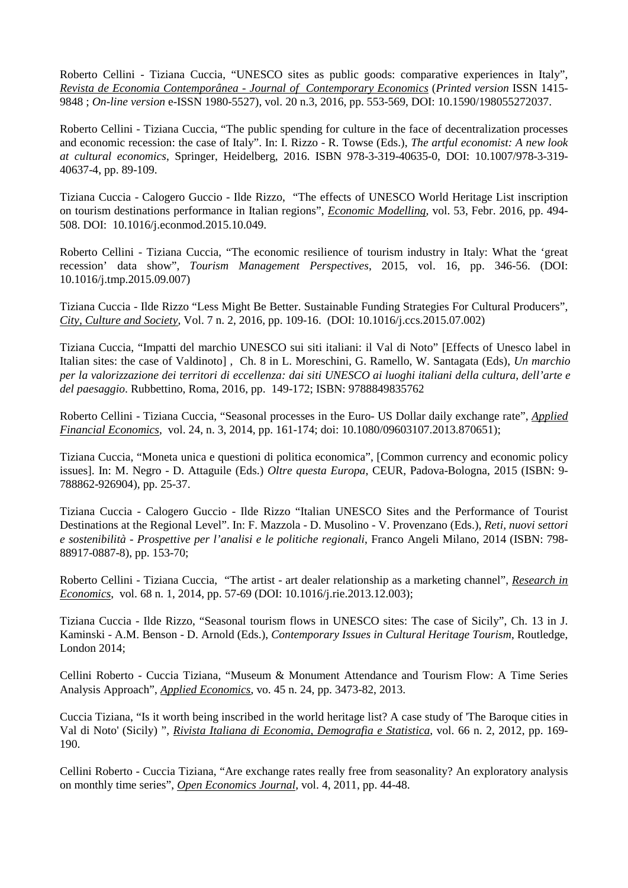Roberto Cellini - Tiziana Cuccia, "UNESCO sites as public goods: comparative experiences in Italy", *Revista de Economia Contemporânea - Journal of Contemporary Economics* (*Printed version* ISSN 1415-9848 ; *On-line version* e-ISSN 1980-5527), vol. 20 n.3, 2016, pp. 553-569, DOI: 10.1590/198055272037.

Roberto Cellini - Tiziana Cuccia, "The public spending for culture in the face of decentralization processes and economic recession: the case of Italy". In: I. Rizzo - R. Towse (Eds.), *The artful economist: A new look at cultural economics*, Springer, Heidelberg, 2016. ISBN 978-3-319-40635-0, DOI: 10.1007/978-3-319-40637-4, pp. 89-109.

Tiziana Cuccia - Calogero Guccio - Ilde Rizzo, "The effects of UNESCO World Heritage List inscription on tourism destinations performance in Italian regions", *Economic Modelling*, vol. 53, Febr. 2016, pp. 494-508. DOI: 10.1016/j.econmod.2015.10.049.

Roberto Cellini - Tiziana Cuccia, "The economic resilience of tourism industry in Italy: What the 'great recession' data show", *Tourism Management Perspectives*, 2015, vol. 16, pp. 346-56. (DOI: 10.1016/j.tmp.2015.09.007)

Tiziana Cuccia - Ilde Rizzo "Less Might Be Better. Sustainable Funding Strategies For Cultural Producers", *City, Culture and Society*, Vol. 7 n. 2, 2016, pp. 109-16. (DOI: 10.1016/j.ccs.2015.07.002)

Tiziana Cuccia, "Impatti del marchio UNESCO sui siti italiani: il Val di Noto" [Effects of Unesco label in Italian sites: the case of Valdinoto] , Ch. 8 in L. Moreschini, G. Ramello, W. Santagata (Eds), *Un marchio per la valorizzazione dei territori di eccellenza: dai siti UNESCO ai luoghi italiani della cultura, dell'arte e del paesaggio*. Rubbettino, Roma, 2016, pp. 149-172; ISBN: 9788849835762

Roberto Cellini - Tiziana Cuccia, "Seasonal processes in the Euro- US Dollar daily exchange rate", *Applied Financial Economics*, vol. 24, n. 3, 2014, pp. 161-174; doi: 10.1080/09603107.2013.870651);

Tiziana Cuccia, "Moneta unica e questioni di politica economica", [Common currency and economic policy issues]. In: M. Negro - D. Attaguile (Eds.) *Oltre questa Europa*, CEUR, Padova-Bologna, 2015 (ISBN: 9-788862-926904), pp. 25-37.

Tiziana Cuccia - Calogero Guccio - Ilde Rizzo "Italian UNESCO Sites and the Performance of Tourist Destinations at the Regional Level". In: F. Mazzola - D. Musolino - V. Provenzano (Eds.), *Reti, nuovi settori e sostenibilità - Prospettive per l'analisi e le politiche regionali*, Franco Angeli Milano, 2014 (ISBN: 798-88917-0887-8), pp. 153-70;

Roberto Cellini - Tiziana Cuccia, "The artist - art dealer relationship as a marketing channel", *Research in Economics*, vol. 68 n. 1, 2014, pp. 57-69 (DOI: 10.1016/j.rie.2013.12.003);

Tiziana Cuccia - Ilde Rizzo, "Seasonal tourism flows in UNESCO sites: The case of Sicily", Ch. 13 in J. Kaminski - A.M. Benson - D. Arnold (Eds.), *Contemporary Issues in Cultural Heritage Tourism*, Routledge, London 2014;

Cellini Roberto - Cuccia Tiziana, "Museum & Monument Attendance and Tourism Flow: A Time Series Analysis Approach", *Applied Economics*, vo. 45 n. 24, pp. 3473-82, 2013.

Cuccia Tiziana, "Is it worth being inscribed in the world heritage list? A case study of 'The Baroque cities in Val di Noto' (Sicily) ", *Rivista Italiana di Economia, Demografia e Statistica*, vol. 66 n. 2, 2012, pp. 169-190.

Cellini Roberto - Cuccia Tiziana, "Are exchange rates really free from seasonality? An exploratory analysis on monthly time series", *Open Economics Journal*, vol. 4, 2011, pp. 44-48.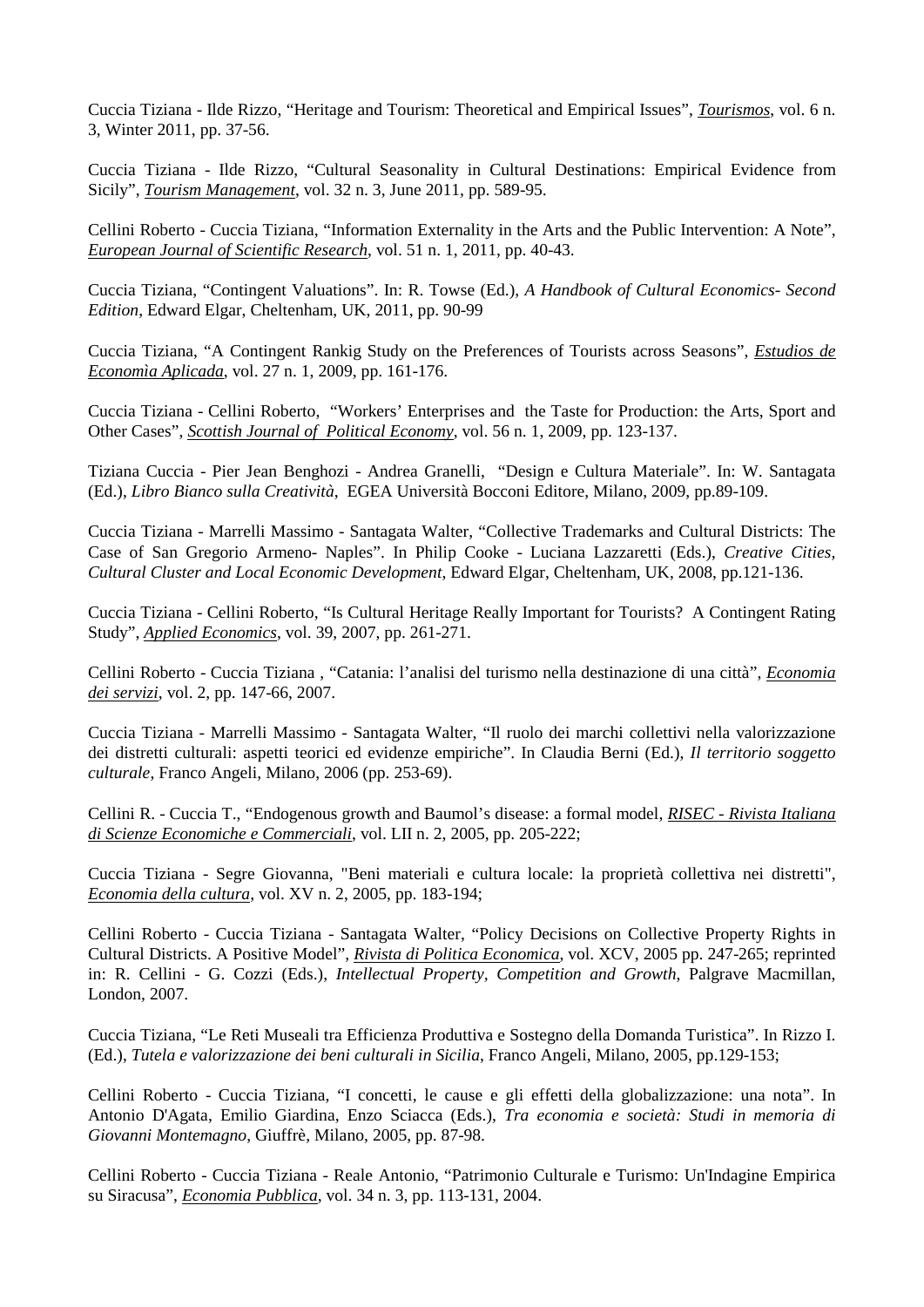Cuccia Tiziana - Ilde Rizzo, “Heritage and Tourism: Theoretical and Empirical Issues”, *Tourismos*, vol. 6 n. 3, Winter 2011, pp. 37-56.

Cuccia Tiziana - Ilde Rizzo, “Cultural Seasonality in Cultural Destinations: Empirical Evidence from Sicily”, *Tourism Management*, vol. 32 n. 3, June 2011, pp. 589-95.

Cellini Roberto - Cuccia Tiziana, “Information Externality in the Arts and the Public Intervention: A Note”, *European Journal of Scientific Research*, vol. 51 n. 1, 2011, pp. 40-43.

Cuccia Tiziana, “Contingent Valuations”. In: R. Towse (Ed.), *A Handbook of Cultural Economics- Second Edition*, Edward Elgar, Cheltenham, UK, 2011, pp. 90-99

Cuccia Tiziana, “A Contingent Rankig Study on the Preferences of Tourists across Seasons”, *Estudios de Economìa Aplicada*, vol. 27 n. 1, 2009, pp. 161-176.

Cuccia Tiziana - Cellini Roberto, “Workers’ Enterprises and the Taste for Production: the Arts, Sport and Other Cases”, *Scottish Journal of Political Economy*, vol. 56 n. 1, 2009, pp. 123-137.

Tiziana Cuccia - Pier Jean Benghozi - Andrea Granelli, “Design e Cultura Materiale”. In: W. Santagata (Ed.), *Libro Bianco sulla Creatività*, EGEA Università Bocconi Editore, Milano, 2009, pp.89-109.

Cuccia Tiziana - Marrelli Massimo - Santagata Walter, “Collective Trademarks and Cultural Districts: The Case of San Gregorio Armeno- Naples”. In Philip Cooke - Luciana Lazzaretti (Eds.), *Creative Cities, Cultural Cluster and Local Economic Development*, Edward Elgar, Cheltenham, UK, 2008, pp.121-136.

Cuccia Tiziana - Cellini Roberto, “Is Cultural Heritage Really Important for Tourists? A Contingent Rating Study”, *Applied Economics*, vol. 39, 2007, pp. 261-271.

Cellini Roberto - Cuccia Tiziana , “Catania: l’analisi del turismo nella destinazione di una città”, *Economia dei servizi*, vol. 2, pp. 147-66, 2007.

Cuccia Tiziana - Marrelli Massimo - Santagata Walter, “Il ruolo dei marchi collettivi nella valorizzazione dei distretti culturali: aspetti teorici ed evidenze empiriche”. In Claudia Berni (Ed.), *Il territorio soggetto culturale*, Franco Angeli, Milano, 2006 (pp. 253-69).

Cellini R. - Cuccia T., “Endogenous growth and Baumol’s disease: a formal model, *RISEC - Rivista Italiana di Scienze Economiche e Commerciali*, vol. LII n. 2, 2005, pp. 205-222;

Cuccia Tiziana - Segre Giovanna, "Beni materiali e cultura locale: la proprietà collettiva nei distretti", *Economia della cultura*, vol. XV n. 2, 2005, pp. 183-194;

Cellini Roberto - Cuccia Tiziana - Santagata Walter, “Policy Decisions on Collective Property Rights in Cultural Districts. A Positive Model”, *Rivista di Politica Economica*, vol. XCV, 2005 pp. 247-265; reprinted in: R. Cellini - G. Cozzi (Eds.), *Intellectual Property, Competition and Growth*, Palgrave Macmillan, London, 2007.

Cuccia Tiziana, “Le Reti Museali tra Efficienza Produttiva e Sostegno della Domanda Turistica”. In Rizzo I. (Ed.), *Tutela e valorizzazione dei beni culturali in Sicilia*, Franco Angeli, Milano, 2005, pp.129-153;

Cellini Roberto - Cuccia Tiziana, “I concetti, le cause e gli effetti della globalizzazione: una nota”. In Antonio D'Agata, Emilio Giardina, Enzo Sciacca (Eds.), *Tra economia e società: Studi in memoria di Giovanni Montemagno*, Giuffrè, Milano, 2005, pp. 87-98.

Cellini Roberto - Cuccia Tiziana - Reale Antonio, “Patrimonio Culturale e Turismo: Un'Indagine Empirica su Siracusa”, *Economia Pubblica*, vol. 34 n. 3, pp. 113-131, 2004.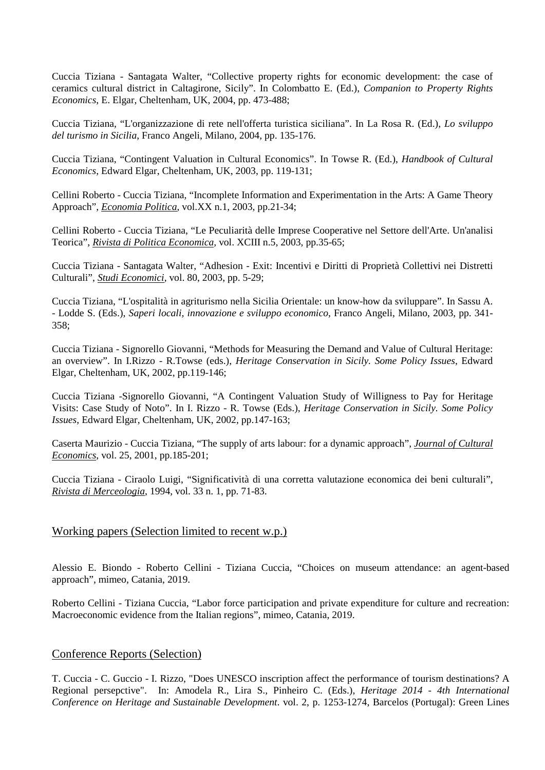Cuccia Tiziana - Santagata Walter, "Collective property rights for economic development: the case of ceramics cultural district in Caltagirone, Sicily". In Colombatto E. (Ed.), *Companion to Property Rights Economics*, E. Elgar, Cheltenham, UK, 2004, pp. 473-488;

Cuccia Tiziana, "L'organizzazione di rete nell'offerta turistica siciliana". In La Rosa R. (Ed.), *Lo sviluppo del turismo in Sicilia*, Franco Angeli, Milano, 2004, pp. 135-176.

Cuccia Tiziana, "Contingent Valuation in Cultural Economics". In Towse R. (Ed.), *Handbook of Cultural Economics*, Edward Elgar, Cheltenham, UK, 2003, pp. 119-131;

Cellini Roberto - Cuccia Tiziana, "Incomplete Information and Experimentation in the Arts: A Game Theory Approach", *Economia Politica*, vol.XX n.1, 2003, pp.21-34;

Cellini Roberto - Cuccia Tiziana, "Le Peculiarità delle Imprese Cooperative nel Settore dell'Arte. Un'analisi Teorica", *Rivista di Politica Economica*, vol. XCIII n.5, 2003, pp.35-65;

Cuccia Tiziana - Santagata Walter, "Adhesion - Exit: Incentivi e Diritti di Proprietà Collettivi nei Distretti Culturali", *Studi Economici*, vol. 80, 2003, pp. 5-29;

Cuccia Tiziana, "L'ospitalità in agriturismo nella Sicilia Orientale: un know-how da sviluppare". In Sassu A. - Lodde S. (Eds.), *Saperi locali, innovazione e sviluppo economico*, Franco Angeli, Milano, 2003, pp. 341-358;

Cuccia Tiziana - Signorello Giovanni, "Methods for Measuring the Demand and Value of Cultural Heritage: an overview". In I.Rizzo - R.Towse (eds.), *Heritage Conservation in Sicily. Some Policy Issues*, Edward Elgar, Cheltenham, UK, 2002, pp.119-146;

Cuccia Tiziana -Signorello Giovanni, "A Contingent Valuation Study of Willigness to Pay for Heritage Visits: Case Study of Noto". In I. Rizzo - R. Towse (Eds.), *Heritage Conservation in Sicily. Some Policy Issues*, Edward Elgar, Cheltenham, UK, 2002, pp.147-163;

Caserta Maurizio - Cuccia Tiziana, "The supply of arts labour: for a dynamic approach", *Journal of Cultural Economics*, vol. 25, 2001, pp.185-201;

Cuccia Tiziana - Ciraolo Luigi, "Significatività di una corretta valutazione economica dei beni culturali", *Rivista di Merceologia*, 1994, vol. 33 n. 1, pp. 71-83.

## Working papers (Selection limited to recent w.p.)

Alessio E. Biondo - Roberto Cellini - Tiziana Cuccia, "Choices on museum attendance: an agent-based approach", mimeo, Catania, 2019.

Roberto Cellini - Tiziana Cuccia, "Labor force participation and private expenditure for culture and recreation: Macroeconomic evidence from the Italian regions", mimeo, Catania, 2019.

## Conference Reports (Selection)

T. Cuccia - C. Guccio - I. Rizzo, "Does UNESCO inscription affect the performance of tourism destinations? A Regional persepctive". In: Amodela R., Lira S., Pinheiro C. (Eds.), *Heritage 2014 - 4th International Conference on Heritage and Sustainable Development*. vol. 2, p. 1253-1274, Barcelos (Portugal): Green Lines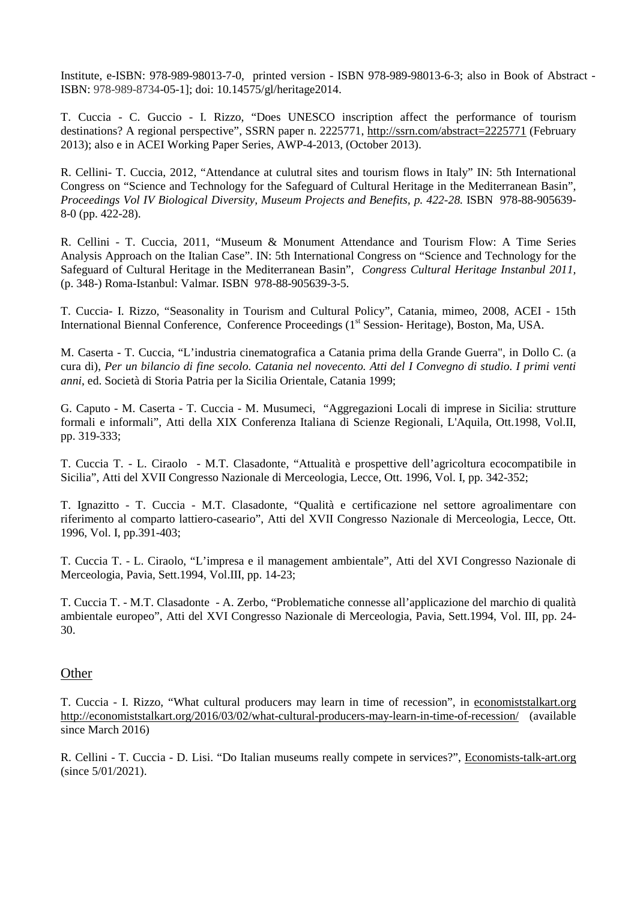Institute, e-ISBN: 978-989-98013-7-0, printed version - ISBN 978-989-98013-6-3; also in Book of Abstract - ISBN: 978-989-8734-05-1]; doi: 10.14575/gl/heritage2014.

T. Cuccia - C. Guccio - I. Rizzo, "Does UNESCO inscription affect the performance of tourism destinations? A regional perspective", SSRN paper n. 2225771, http://ssrn.com/abstract=2225771 (February 2013); also e in ACEI Working Paper Series, AWP-4-2013, (October 2013).

R. Cellini- T. Cuccia, 2012, "Attendance at culutral sites and tourism flows in Italy" IN: 5th International Congress on "Science and Technology for the Safeguard of Cultural Heritage in the Mediterranean Basin", *Proceedings Vol IV Biological Diversity, Museum Projects and Benefits, p. 422-28.* ISBN 978-88-905639-8-0 (pp. 422-28).

R. Cellini - T. Cuccia, 2011, "Museum & Monument Attendance and Tourism Flow: A Time Series Analysis Approach on the Italian Case". IN: 5th International Congress on "Science and Technology for the Safeguard of Cultural Heritage in the Mediterranean Basin", *Congress Cultural Heritage Instanbul 2011*, (p. 348-) Roma-Istanbul: Valmar. ISBN 978-88-905639-3-5.

T. Cuccia- I. Rizzo, "Seasonality in Tourism and Cultural Policy", Catania, mimeo, 2008, ACEI - 15th International Biennal Conference, Conference Proceedings (1st Session- Heritage), Boston, Ma, USA.

M. Caserta - T. Cuccia, "L'industria cinematografica a Catania prima della Grande Guerra", in Dollo C. (a cura di), *Per un bilancio di fine secolo. Catania nel novecento. Atti del I Convegno di studio. I primi venti anni*, ed. Società di Storia Patria per la Sicilia Orientale, Catania 1999;

G. Caputo - M. Caserta - T. Cuccia - M. Musumeci, "Aggregazioni Locali di imprese in Sicilia: strutture formali e informali", Atti della XIX Conferenza Italiana di Scienze Regionali, L'Aquila, Ott.1998, Vol.II, pp. 319-333;

T. Cuccia T. - L. Ciraolo - M.T. Clasadonte, "Attualità e prospettive dell'agricoltura ecocompatibile in Sicilia", Atti del XVII Congresso Nazionale di Merceologia, Lecce, Ott. 1996, Vol. I, pp. 342-352;

T. Ignazitto - T. Cuccia - M.T. Clasadonte, "Qualità e certificazione nel settore agroalimentare con riferimento al comparto lattiero-caseario", Atti del XVII Congresso Nazionale di Merceologia, Lecce, Ott. 1996, Vol. I, pp.391-403;

T. Cuccia T. - L. Ciraolo, "L'impresa e il management ambientale", Atti del XVI Congresso Nazionale di Merceologia, Pavia, Sett.1994, Vol.III, pp. 14-23;

T. Cuccia T. - M.T. Clasadonte - A. Zerbo, "Problematiche connesse all'applicazione del marchio di qualità ambientale europeo", Atti del XVI Congresso Nazionale di Merceologia, Pavia, Sett.1994, Vol. III, pp. 24-30.

## Other

T. Cuccia - I. Rizzo, "What cultural producers may learn in time of recession", in economiststalkart.org http://economiststalkart.org/2016/03/02/what-cultural-producers-may-learn-in-time-of-recession/ (available since March 2016)

R. Cellini - T. Cuccia - D. Lisi. "Do Italian museums really compete in services?", Economists-talk-art.org (since 5/01/2021).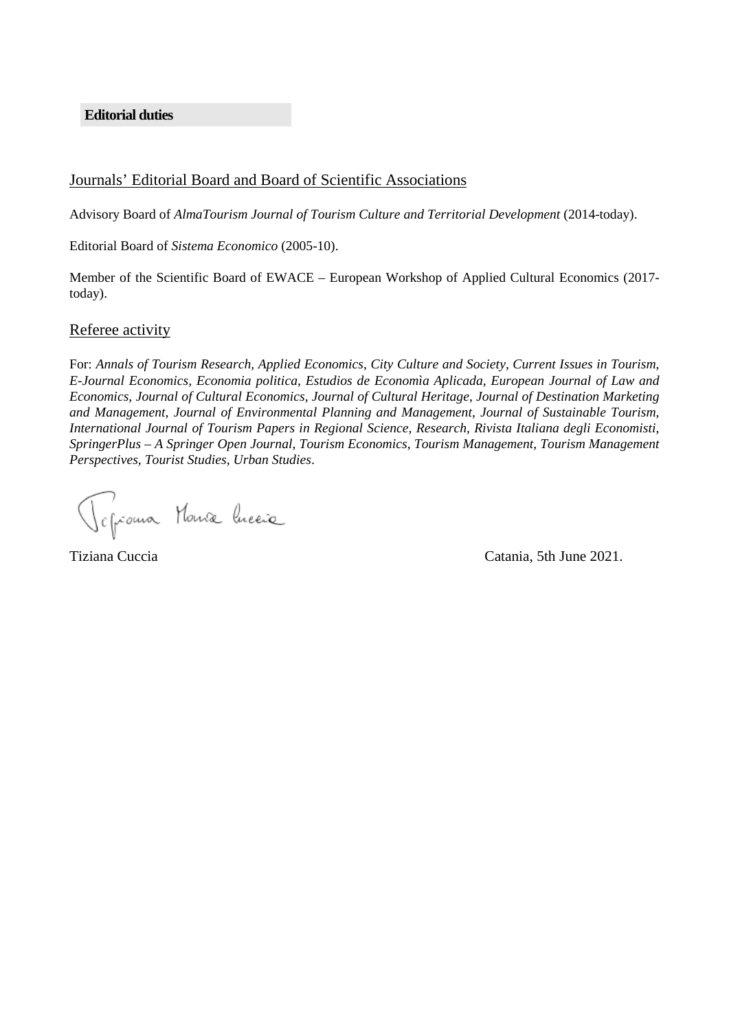## Editorial duties

### Journals' Editorial Board and Board of Scientific Associations

Advisory Board of *AlmaTourism Journal of Tourism Culture and Territorial Development* (2014-today).

Editorial Board of *Sistema Economico* (2005-10).

Member of the Scientific Board of EWACE – European Workshop of Applied Cultural Economics (2017-today).

### Referee activity

For: *Annals of Tourism Research*, *Applied Economics*, *City Culture and Society*, *Current Issues in Tourism*, *E-Journal Economics*, *Economia politica*, *Estudios de Economìa Aplicada*, *European Journal of Law and Economics*, *Journal of Cultural Economics*, *Journal of Cultural Heritage*, *Journal of Destination Marketing and Management*, *Journal of Environmental Planning and Management*, *Journal of Sustainable Tourism*, *International Journal of Tourism Papers in Regional Science*, *Research*, *Rivista Italiana degli Economisti*, *SpringerPlus – A Springer Open Journal*, *Tourism Economics*, *Tourism Management*, *Tourism Management Perspectives*, *Tourist Studies*, *Urban Studies*.

Tiziana Cuccia

Catania, 5th June 2021.